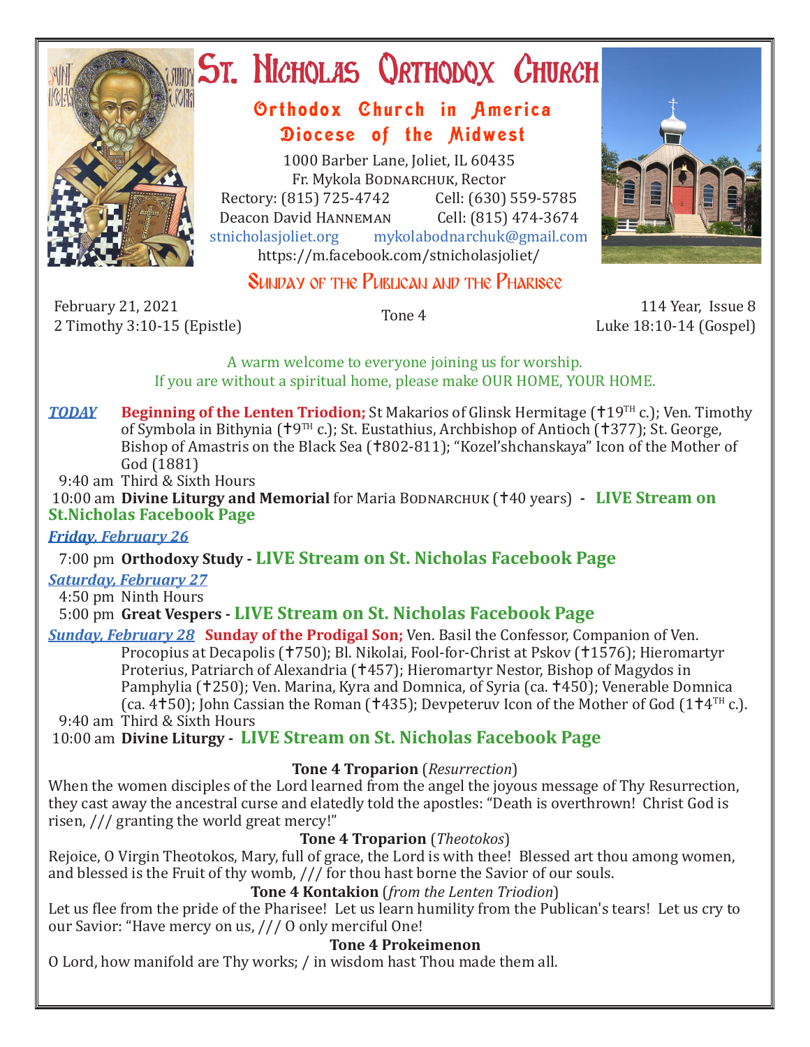# St. Nicholas Orthodox Church

## Orthodox Church in America
## Diocese of the Midwest

1000 Barber Lane, Joliet, IL 60435
Fr. Mykola Bodnarchuk, Rector
Rectory: (815) 725-4742 Cell: (630) 559-5785
Deacon David Hanneman Cell: (815) 474-3674
stnicholasjoliet.org mykolabodnarchuk@gmail.com
https://m.facebook.com/stnicholasjoliet/

### Sunday of the Publican and the Pharisee

February 21, 2021
2 Timothy 3:10-15 (Epistle)

Tone 4

114 Year, Issue 8
Luke 18:10-14 (Gospel)

A warm welcome to everyone joining us for worship.
If you are without a spiritual home, please make OUR HOME, YOUR HOME.

***TODAY*** **Beginning of the Lenten Triodion;** St Makarios of Glinsk Hermitage (✝19TH c.); Ven. Timothy of Symbola in Bithynia (✝9TH c.); St. Eustathius, Archbishop of Antioch (✝377); St. George, Bishop of Amastris on the Black Sea (✝802-811); "Kozel'shchanskaya" Icon of the Mother of God (1881)

9:40 am Third & Sixth Hours
10:00 am **Divine Liturgy and Memorial** for Maria Bodnarchuk (✝40 years) - **LIVE Stream on St.Nicholas Facebook Page**

***Friday, February 26***

7:00 pm **Orthodoxy Study - LIVE Stream on St. Nicholas Facebook Page**

***Saturday, February 27***

4:50 pm Ninth Hours
5:00 pm **Great Vespers - LIVE Stream on St. Nicholas Facebook Page**

***Sunday, February 28*** **Sunday of the Prodigal Son;** Ven. Basil the Confessor, Companion of Ven. Procopius at Decapolis (✝750); Bl. Nikolai, Fool-for-Christ at Pskov (✝1576); Hieromartyr Proterius, Patriarch of Alexandria (✝457); Hieromartyr Nestor, Bishop of Magydos in Pamphylia (✝250); Ven. Marina, Kyra and Domnica, of Syria (ca. ✝450); Venerable Domnica (ca. 4✝50); John Cassian the Roman (✝435); Devpeteruv Icon of the Mother of God (1✝4TH c.).

9:40 am Third & Sixth Hours
10:00 am **Divine Liturgy - LIVE Stream on St. Nicholas Facebook Page**

**Tone 4 Troparion** (*Resurrection*)
When the women disciples of the Lord learned from the angel the joyous message of Thy Resurrection, they cast away the ancestral curse and elatedly told the apostles: "Death is overthrown! Christ God is risen, /// granting the world great mercy!"

**Tone 4 Troparion** (*Theotokos*)
Rejoice, O Virgin Theotokos, Mary, full of grace, the Lord is with thee! Blessed art thou among women, and blessed is the Fruit of thy womb, /// for thou hast borne the Savior of our souls.

**Tone 4 Kontakion** (*from the Lenten Triodion*)
Let us flee from the pride of the Pharisee! Let us learn humility from the Publican's tears! Let us cry to our Savior: "Have mercy on us, /// O only merciful One!

**Tone 4 Prokeimenon**
O Lord, how manifold are Thy works; / in wisdom hast Thou made them all.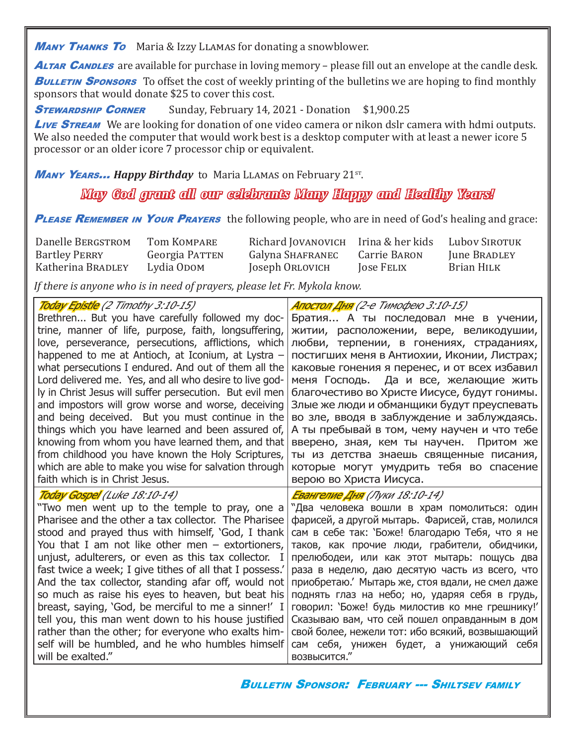**Many Thanks To** Maria & Izzy Llamas for donating a snowblower.

**Altar Candles** are available for purchase in loving memory – please fill out an envelope at the candle desk.

**Bulletin Sponsors** To offset the cost of weekly printing of the bulletins we are hoping to find monthly sponsors that would donate $25 to cover this cost.

**Stewardship Corner** Sunday, February 14, 2021 - Donation $1,900.25

**Live Stream** We are looking for donation of one video camera or nikon dslr camera with hdmi outputs. We also needed the computer that would work best is a desktop computer with at least a newer icore 5 processor or an older icore 7 processor chip or equivalent.

**Many Years...** ***Happy Birthday*** to Maria Llamas on February 21st.

*May God grant all our celebrants Many Happy and Healthy Years!*

**Please Remember in Your Prayers** the following people, who are in need of God's healing and grace:

| | | | | |
|---|---|---|---|---|
| Danelle Bergstrom | Tom Kompare | Richard Jovanovich | Irina & her kids | Lubov Sirotuk |
| Bartley Perry | Georgia Patten | Galyna Shafranec | Carrie Baron | June Bradley |
| Katherina Bradley | Lydia Odom | Joseph Orlovich | Jose Felix | Brian Hilk |

*If there is anyone who is in need of prayers, please let Fr. Mykola know.*

*Today Epistle (2 Timothy 3:10-15)*

Brethren... But you have carefully followed my doctrine, manner of life, purpose, faith, longsuffering, love, perseverance, persecutions, afflictions, which happened to me at Antioch, at Iconium, at Lystra – what persecutions I endured. And out of them all the Lord delivered me. Yes, and all who desire to live godly in Christ Jesus will suffer persecution. But evil men and impostors will grow worse and worse, deceiving and being deceived. But you must continue in the things which you have learned and been assured of, knowing from whom you have learned them, and that from childhood you have known the Holy Scriptures, which are able to make you wise for salvation through faith which is in Christ Jesus.

*Апостол Дня (2-е Тимофею 3:10-15)*

Братия... А ты последовал мне в учении, житии, расположении, вере, великодушии, любви, терпении, в гонениях, страданиях, постигших меня в Антиохии, Иконии, Листрах; каковые гонения я перенес, и от всех избавил меня Господь. Да и все, желающие жить благочестиво во Христе Иисусе, будут гонимы. Злые же люди и обманщики будут преуспевать во зле, вводя в заблуждение и заблуждаясь. А ты пребывай в том, чему научен и что тебе вверено, зная, кем ты научен. Притом же ты из детства знаешь священные писания, которые могут умудрить тебя во спасение верою во Христа Иисуса.

*Today Gospel (Luke 18:10-14)*

"Two men went up to the temple to pray, one a Pharisee and the other a tax collector. The Pharisee stood and prayed thus with himself, 'God, I thank You that I am not like other men – extortioners, unjust, adulterers, or even as this tax collector. I fast twice a week; I give tithes of all that I possess.' And the tax collector, standing afar off, would not so much as raise his eyes to heaven, but beat his breast, saying, 'God, be merciful to me a sinner!' I tell you, this man went down to his house justified rather than the other; for everyone who exalts himself will be humbled, and he who humbles himself will be exalted."

*Евангелие Дня (Луки 18:10-14)*

"Два человека вошли в храм помолиться: один фарисей, а другой мытарь. Фарисей, став, молился сам в себе так: 'Боже! благодарю Тебя, что я не таков, как прочие люди, грабители, обидчики, прелюбодеи, или как этот мытарь: пощусь два раза в неделю, даю десятую часть из всего, что приобретаю.' Мытарь же, стоя вдали, не смел даже поднять глаз на небо; но, ударяя себя в грудь, говорил: 'Боже! будь милостив ко мне грешнику!' Сказываю вам, что сей пошел оправданным в дом свой более, нежели тот: ибо всякий, возвышающий сам себя, унижен будет, а унижающий себя возвысится."

**Bulletin Sponsor: February --- Shiltsev family**